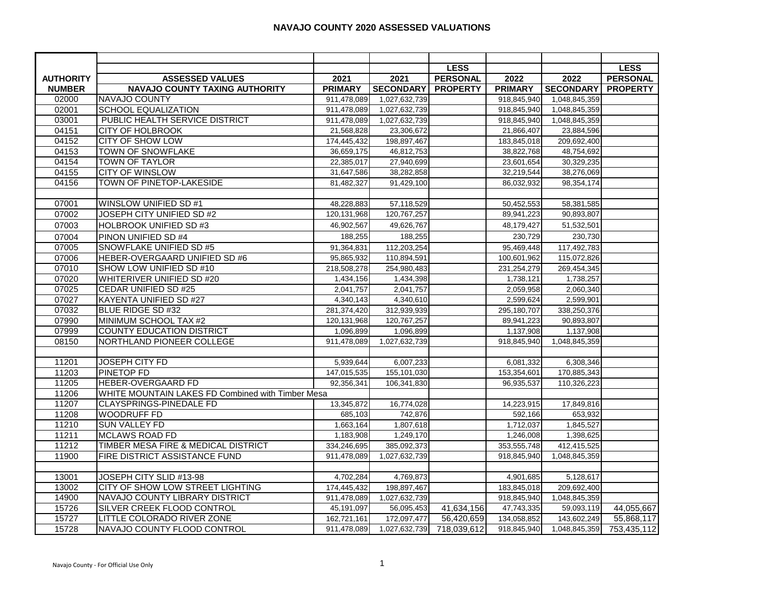# NAVAJO COUNTY 2020 ASSESSED VALUATIONS

| AUTHORITY NUMBER | ASSESSED VALUES NAVAJO COUNTY TAXING AUTHORITY | 2021 PRIMARY | 2021 SECONDARY | LESS PERSONAL PROPERTY | 2022 PRIMARY | 2022 SECONDARY | LESS PERSONAL PROPERTY |
|---|---|---|---|---|---|---|---|
| 02000 | NAVAJO COUNTY | 911,478,089 | 1,027,632,739 | | 918,845,940 | 1,048,845,359 | |
| 02001 | SCHOOL EQUALIZATION | 911,478,089 | 1,027,632,739 | | 918,845,940 | 1,048,845,359 | |
| 03001 | PUBLIC HEALTH SERVICE DISTRICT | 911,478,089 | 1,027,632,739 | | 918,845,940 | 1,048,845,359 | |
| 04151 | CITY OF HOLBROOK | 21,568,828 | 23,306,672 | | 21,866,407 | 23,884,596 | |
| 04152 | CITY OF SHOW LOW | 174,445,432 | 198,897,467 | | 183,845,018 | 209,692,400 | |
| 04153 | TOWN OF SNOWFLAKE | 36,659,175 | 46,812,753 | | 38,822,768 | 48,754,692 | |
| 04154 | TOWN OF TAYLOR | 22,385,017 | 27,940,699 | | 23,601,654 | 30,329,235 | |
| 04155 | CITY OF WINSLOW | 31,647,586 | 38,282,858 | | 32,219,544 | 38,276,069 | |
| 04156 | TOWN OF PINETOP-LAKESIDE | 81,482,327 | 91,429,100 | | 86,032,932 | 98,354,174 | |
| | | | | | | | |
| 07001 | WINSLOW UNIFIED SD #1 | 48,228,883 | 57,118,529 | | 50,452,553 | 58,381,585 | |
| 07002 | JOSEPH CITY UNIFIED SD #2 | 120,131,968 | 120,767,257 | | 89,941,223 | 90,893,807 | |
| 07003 | HOLBROOK UNIFIED SD #3 | 46,902,567 | 49,626,767 | | 48,179,427 | 51,532,501 | |
| 07004 | PINON UNIFIED SD #4 | 188,255 | 188,255 | | 230,729 | 230,730 | |
| 07005 | SNOWFLAKE UNIFIED SD #5 | 91,364,831 | 112,203,254 | | 95,469,448 | 117,492,783 | |
| 07006 | HEBER-OVERGAARD UNIFIED SD #6 | 95,865,932 | 110,894,591 | | 100,601,962 | 115,072,826 | |
| 07010 | SHOW LOW UNIFIED SD #10 | 218,508,278 | 254,980,483 | | 231,254,279 | 269,454,345 | |
| 07020 | WHITERIVER UNIFIED SD #20 | 1,434,156 | 1,434,398 | | 1,738,121 | 1,738,257 | |
| 07025 | CEDAR UNIFIED SD #25 | 2,041,757 | 2,041,757 | | 2,059,958 | 2,060,340 | |
| 07027 | KAYENTA UNIFIED SD #27 | 4,340,143 | 4,340,610 | | 2,599,624 | 2,599,901 | |
| 07032 | BLUE RIDGE SD #32 | 281,374,420 | 312,939,939 | | 295,180,707 | 338,250,376 | |
| 07990 | MINIMUM SCHOOL TAX #2 | 120,131,968 | 120,767,257 | | 89,941,223 | 90,893,807 | |
| 07999 | COUNTY EDUCATION DISTRICT | 1,096,899 | 1,096,899 | | 1,137,908 | 1,137,908 | |
| 08150 | NORTHLAND PIONEER COLLEGE | 911,478,089 | 1,027,632,739 | | 918,845,940 | 1,048,845,359 | |
| | | | | | | | |
| 11201 | JOSEPH CITY FD | 5,939,644 | 6,007,233 | | 6,081,332 | 6,308,346 | |
| 11203 | PINETOP FD | 147,015,535 | 155,101,030 | | 153,354,601 | 170,885,343 | |
| 11205 | HEBER-OVERGAARD FD | 92,356,341 | 106,341,830 | | 96,935,537 | 110,326,223 | |
| 11206 | WHITE MOUNTAIN LAKES FD Combined with Timber Mesa | | | | | | |
| 11207 | CLAYSPRINGS-PINEDALE FD | 13,345,872 | 16,774,028 | | 14,223,915 | 17,849,816 | |
| 11208 | WOODRUFF FD | 685,103 | 742,876 | | 592,166 | 653,932 | |
| 11210 | SUN VALLEY FD | 1,663,164 | 1,807,618 | | 1,712,037 | 1,845,527 | |
| 11211 | MCLAWS ROAD FD | 1,183,908 | 1,249,170 | | 1,246,008 | 1,398,625 | |
| 11212 | TIMBER MESA FIRE & MEDICAL DISTRICT | 334,246,695 | 385,092,373 | | 353,555,748 | 412,415,525 | |
| 11900 | FIRE DISTRICT ASSISTANCE FUND | 911,478,089 | 1,027,632,739 | | 918,845,940 | 1,048,845,359 | |
| | | | | | | | |
| 13001 | JOSEPH CITY SLID #13-98 | 4,702,284 | 4,769,873 | | 4,901,685 | 5,128,617 | |
| 13002 | CITY OF SHOW LOW STREET LIGHTING | 174,445,432 | 198,897,467 | | 183,845,018 | 209,692,400 | |
| 14900 | NAVAJO COUNTY LIBRARY DISTRICT | 911,478,089 | 1,027,632,739 | | 918,845,940 | 1,048,845,359 | |
| 15726 | SILVER CREEK FLOOD CONTROL | 45,191,097 | 56,095,453 | 41,634,156 | 47,743,335 | 59,093,119 | 44,055,667 |
| 15727 | LITTLE COLORADO RIVER ZONE | 162,721,161 | 172,097,477 | 56,420,659 | 134,058,852 | 143,602,249 | 55,868,117 |
| 15728 | NAVAJO COUNTY FLOOD CONTROL | 911,478,089 | 1,027,632,739 | 718,039,612 | 918,845,940 | 1,048,845,359 | 753,435,112 |

Navajo County - For Official Use Only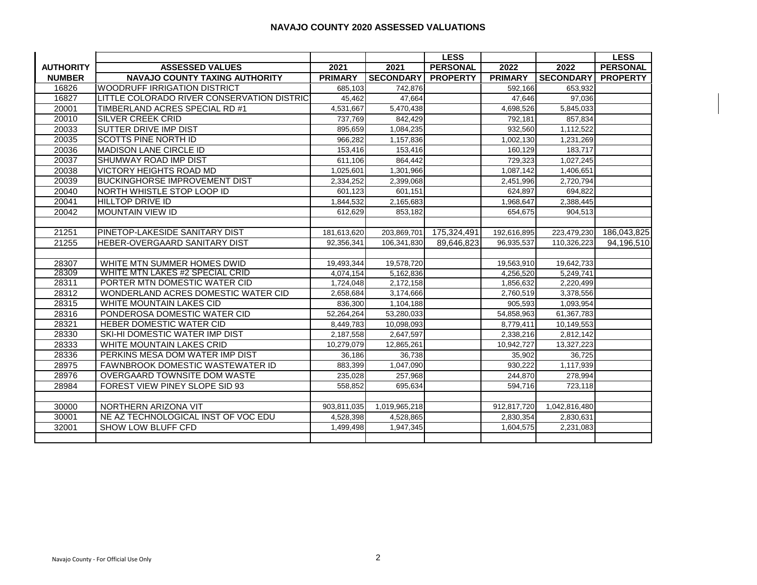# NAVAJO COUNTY 2020 ASSESSED VALUATIONS

| AUTHORITY NUMBER | ASSESSED VALUES NAVAJO COUNTY TAXING AUTHORITY | 2021 PRIMARY | 2021 SECONDARY | LESS PERSONAL PROPERTY | 2022 PRIMARY | 2022 SECONDARY | LESS PERSONAL PROPERTY |
|---|---|---|---|---|---|---|---|
| 16826 | WOODRUFF IRRIGATION DISTRICT | 685,103 | 742,876 | | 592,166 | 653,932 | |
| 16827 | LITTLE COLORADO RIVER CONSERVATION DISTRICT | 45,462 | 47,664 | | 47,646 | 97,036 | |
| 20001 | TIMBERLAND ACRES SPECIAL RD #1 | 4,531,667 | 5,470,438 | | 4,698,526 | 5,845,033 | |
| 20010 | SILVER CREEK CRID | 737,769 | 842,429 | | 792,181 | 857,834 | |
| 20033 | SUTTER DRIVE IMP DIST | 895,659 | 1,084,235 | | 932,560 | 1,112,522 | |
| 20035 | SCOTTS PINE NORTH ID | 966,282 | 1,157,836 | | 1,002,130 | 1,231,269 | |
| 20036 | MADISON LANE CIRCLE ID | 153,416 | 153,416 | | 160,129 | 183,717 | |
| 20037 | SHUMWAY ROAD IMP DIST | 611,106 | 864,442 | | 729,323 | 1,027,245 | |
| 20038 | VICTORY HEIGHTS ROAD MD | 1,025,601 | 1,301,966 | | 1,087,142 | 1,406,651 | |
| 20039 | BUCKINGHORSE IMPROVEMENT DIST | 2,334,252 | 2,399,068 | | 2,451,996 | 2,720,794 | |
| 20040 | NORTH WHISTLE STOP LOOP ID | 601,123 | 601,151 | | 624,897 | 694,822 | |
| 20041 | HILLTOP DRIVE ID | 1,844,532 | 2,165,683 | | 1,968,647 | 2,388,445 | |
| 20042 | MOUNTAIN VIEW ID | 612,629 | 853,182 | | 654,675 | 904,513 | |
| | | | | | | | |
| 21251 | PINETOP-LAKESIDE SANITARY DIST | 181,613,620 | 203,869,701 | 175,324,491 | 192,616,895 | 223,479,230 | 186,043,825 |
| 21255 | HEBER-OVERGAARD SANITARY DIST | 92,356,341 | 106,341,830 | 89,646,823 | 96,935,537 | 110,326,223 | 94,196,510 |
| | | | | | | | |
| 28307 | WHITE MTN SUMMER HOMES DWID | 19,493,344 | 19,578,720 | | 19,563,910 | 19,642,733 | |
| 28309 | WHITE MTN LAKES #2 SPECIAL CRID | 4,074,154 | 5,162,836 | | 4,256,520 | 5,249,741 | |
| 28311 | PORTER MTN DOMESTIC WATER CID | 1,724,048 | 2,172,158 | | 1,856,632 | 2,220,499 | |
| 28312 | WONDERLAND ACRES DOMESTIC WATER CID | 2,658,684 | 3,174,666 | | 2,760,519 | 3,378,556 | |
| 28315 | WHITE MOUNTAIN LAKES CID | 836,300 | 1,104,188 | | 905,593 | 1,093,954 | |
| 28316 | PONDEROSA DOMESTIC WATER CID | 52,264,264 | 53,280,033 | | 54,858,963 | 61,367,783 | |
| 28321 | HEBER DOMESTIC WATER CID | 8,449,783 | 10,098,093 | | 8,779,411 | 10,149,553 | |
| 28330 | SKI-HI DOMESTIC WATER IMP DIST | 2,187,558 | 2,647,597 | | 2,338,216 | 2,812,142 | |
| 28333 | WHITE MOUNTAIN LAKES CRID | 10,279,079 | 12,865,261 | | 10,942,727 | 13,327,223 | |
| 28336 | PERKINS MESA DOM WATER IMP DIST | 36,186 | 36,738 | | 35,902 | 36,725 | |
| 28975 | FAWNBROOK DOMESTIC WASTEWATER ID | 883,399 | 1,047,090 | | 930,222 | 1,117,939 | |
| 28976 | OVERGAARD TOWNSITE DOM WASTE | 235,028 | 257,968 | | 244,870 | 278,994 | |
| 28984 | FOREST VIEW PINEY SLOPE SID 93 | 558,852 | 695,634 | | 594,716 | 723,118 | |
| | | | | | | | |
| 30000 | NORTHERN ARIZONA VIT | 903,811,035 | 1,019,965,218 | | 912,817,720 | 1,042,816,480 | |
| 30001 | NE AZ TECHNOLOGICAL INST OF VOC EDU | 4,528,398 | 4,528,865 | | 2,830,354 | 2,830,631 | |
| 32001 | SHOW LOW BLUFF CFD | 1,499,498 | 1,947,345 | | 1,604,575 | 2,231,083 | |

Navajo County - For Official Use Only